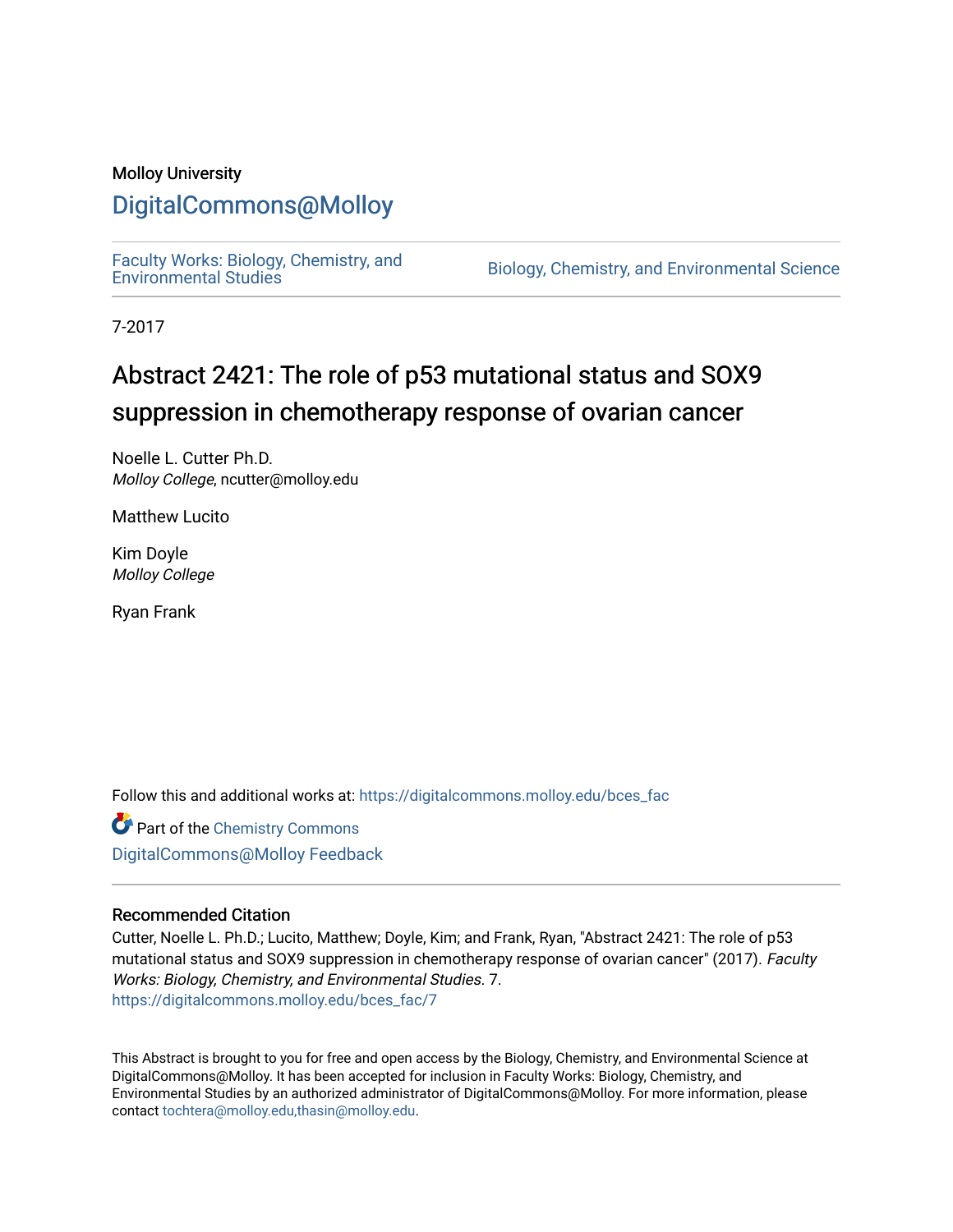Molloy University

# DigitalCommons@Molloy

Faculty Works: Biology, Chemistry, and Environmental Studies

Biology, Chemistry, and Environmental Science

7-2017

# Abstract 2421: The role of p53 mutational status and SOX9 suppression in chemotherapy response of ovarian cancer

Noelle L. Cutter Ph.D.
*Molloy College*, ncutter@molloy.edu

Matthew Lucito

Kim Doyle
*Molloy College*

Ryan Frank

Follow this and additional works at: https://digitalcommons.molloy.edu/bces_fac

Part of the Chemistry Commons

DigitalCommons@Molloy Feedback

## Recommended Citation

Cutter, Noelle L. Ph.D.; Lucito, Matthew; Doyle, Kim; and Frank, Ryan, "Abstract 2421: The role of p53 mutational status and SOX9 suppression in chemotherapy response of ovarian cancer" (2017). *Faculty Works: Biology, Chemistry, and Environmental Studies*. 7.
https://digitalcommons.molloy.edu/bces_fac/7

This Abstract is brought to you for free and open access by the Biology, Chemistry, and Environmental Science at DigitalCommons@Molloy. It has been accepted for inclusion in Faculty Works: Biology, Chemistry, and Environmental Studies by an authorized administrator of DigitalCommons@Molloy. For more information, please contact tochtera@molloy.edu,thasin@molloy.edu.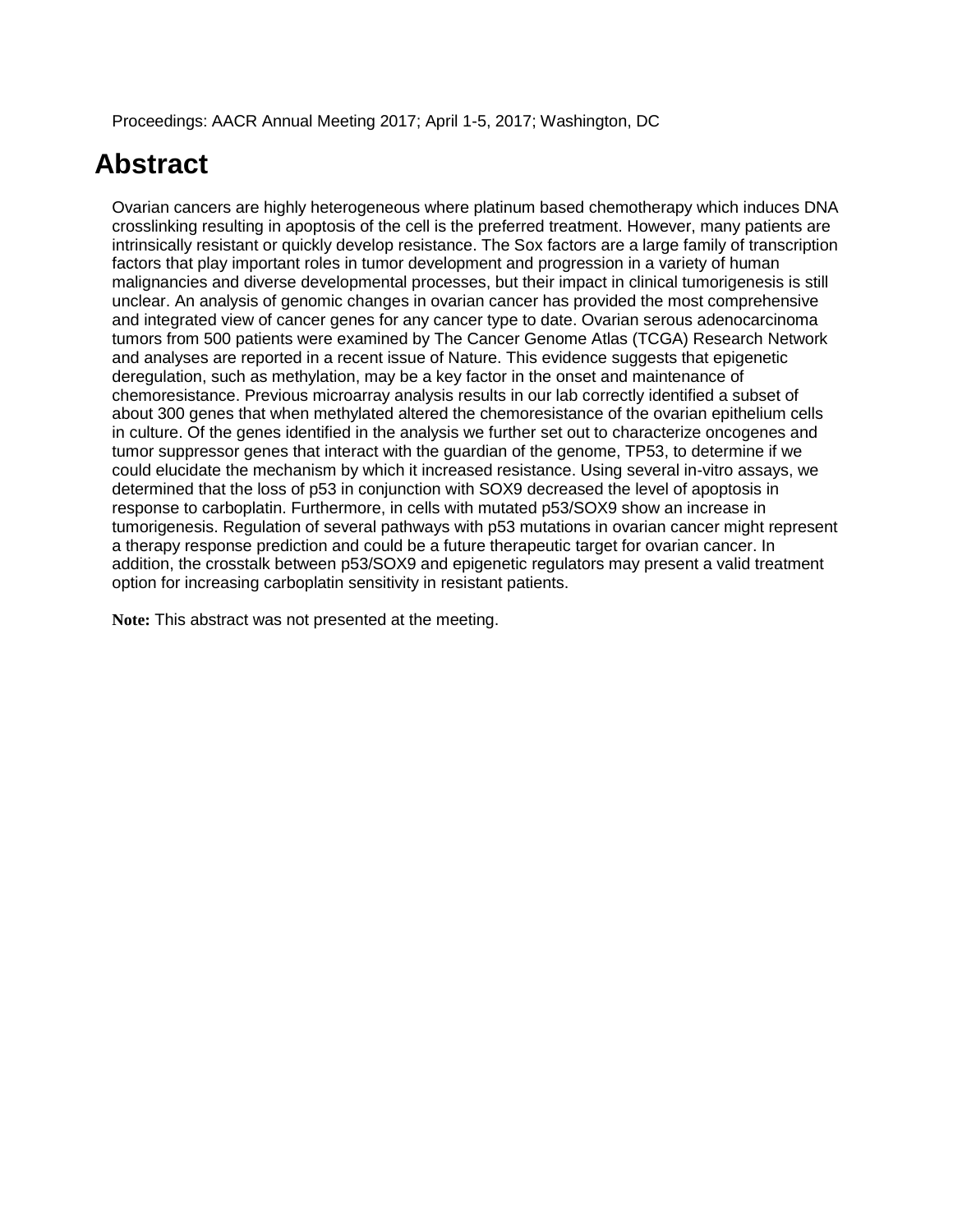Proceedings: AACR Annual Meeting 2017; April 1-5, 2017; Washington, DC

# Abstract

Ovarian cancers are highly heterogeneous where platinum based chemotherapy which induces DNA crosslinking resulting in apoptosis of the cell is the preferred treatment. However, many patients are intrinsically resistant or quickly develop resistance. The Sox factors are a large family of transcription factors that play important roles in tumor development and progression in a variety of human malignancies and diverse developmental processes, but their impact in clinical tumorigenesis is still unclear. An analysis of genomic changes in ovarian cancer has provided the most comprehensive and integrated view of cancer genes for any cancer type to date. Ovarian serous adenocarcinoma tumors from 500 patients were examined by The Cancer Genome Atlas (TCGA) Research Network and analyses are reported in a recent issue of Nature. This evidence suggests that epigenetic deregulation, such as methylation, may be a key factor in the onset and maintenance of chemoresistance. Previous microarray analysis results in our lab correctly identified a subset of about 300 genes that when methylated altered the chemoresistance of the ovarian epithelium cells in culture. Of the genes identified in the analysis we further set out to characterize oncogenes and tumor suppressor genes that interact with the guardian of the genome, TP53, to determine if we could elucidate the mechanism by which it increased resistance. Using several in-vitro assays, we determined that the loss of p53 in conjunction with SOX9 decreased the level of apoptosis in response to carboplatin. Furthermore, in cells with mutated p53/SOX9 show an increase in tumorigenesis. Regulation of several pathways with p53 mutations in ovarian cancer might represent a therapy response prediction and could be a future therapeutic target for ovarian cancer. In addition, the crosstalk between p53/SOX9 and epigenetic regulators may present a valid treatment option for increasing carboplatin sensitivity in resistant patients.

**Note:** This abstract was not presented at the meeting.